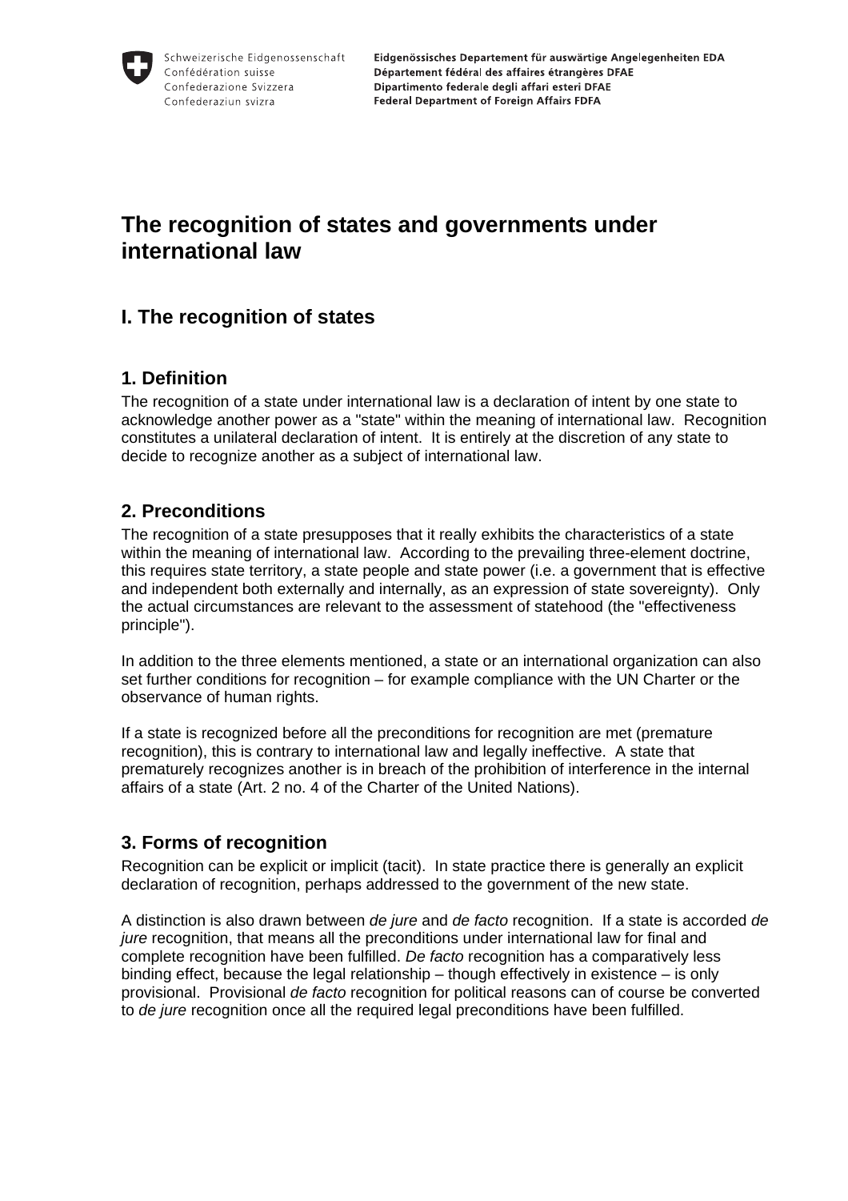# The recognition of states and governments under international law

## I. The recognition of states

### 1. Definition

The recognition of a state under international law is a declaration of intent by one state to acknowledge another power as a "state" within the meaning of international law. Recognition constitutes a unilateral declaration of intent. It is entirely at the discretion of any state to decide to recognize another as a subject of international law.

### 2. Preconditions

The recognition of a state presupposes that it really exhibits the characteristics of a state within the meaning of international law. According to the prevailing three-element doctrine, this requires state territory, a state people and state power (i.e. a government that is effective and independent both externally and internally, as an expression of state sovereignty). Only the actual circumstances are relevant to the assessment of statehood (the "effectiveness principle").

In addition to the three elements mentioned, a state or an international organization can also set further conditions for recognition – for example compliance with the UN Charter or the observance of human rights.

If a state is recognized before all the preconditions for recognition are met (premature recognition), this is contrary to international law and legally ineffective. A state that prematurely recognizes another is in breach of the prohibition of interference in the internal affairs of a state (Art. 2 no. 4 of the Charter of the United Nations).

### 3. Forms of recognition

Recognition can be explicit or implicit (tacit). In state practice there is generally an explicit declaration of recognition, perhaps addressed to the government of the new state.

A distinction is also drawn between *de jure* and *de facto* recognition. If a state is accorded *de jure* recognition, that means all the preconditions under international law for final and complete recognition have been fulfilled. *De facto* recognition has a comparatively less binding effect, because the legal relationship – though effectively in existence – is only provisional. Provisional *de facto* recognition for political reasons can of course be converted to *de jure* recognition once all the required legal preconditions have been fulfilled.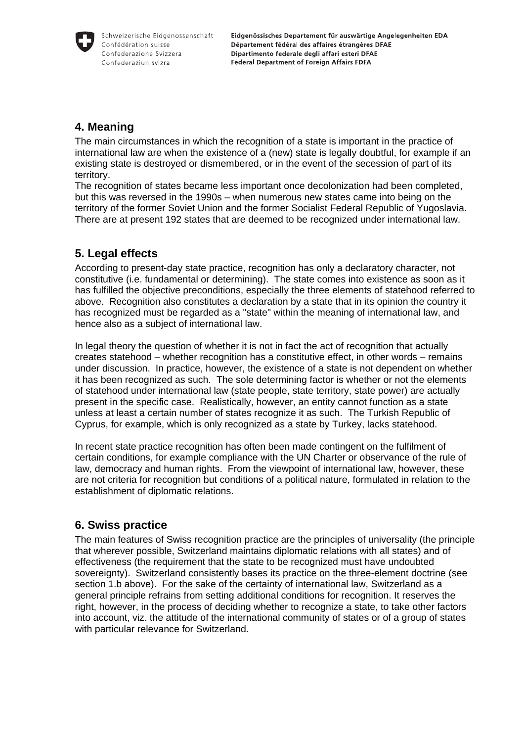## 4. Meaning

The main circumstances in which the recognition of a state is important in the practice of international law are when the existence of a (new) state is legally doubtful, for example if an existing state is destroyed or dismembered, or in the event of the secession of part of its territory.

The recognition of states became less important once decolonization had been completed, but this was reversed in the 1990s – when numerous new states came into being on the territory of the former Soviet Union and the former Socialist Federal Republic of Yugoslavia. There are at present 192 states that are deemed to be recognized under international law.

## 5. Legal effects

According to present-day state practice, recognition has only a declaratory character, not constitutive (i.e. fundamental or determining). The state comes into existence as soon as it has fulfilled the objective preconditions, especially the three elements of statehood referred to above. Recognition also constitutes a declaration by a state that in its opinion the country it has recognized must be regarded as a "state" within the meaning of international law, and hence also as a subject of international law.

In legal theory the question of whether it is not in fact the act of recognition that actually creates statehood – whether recognition has a constitutive effect, in other words – remains under discussion. In practice, however, the existence of a state is not dependent on whether it has been recognized as such. The sole determining factor is whether or not the elements of statehood under international law (state people, state territory, state power) are actually present in the specific case. Realistically, however, an entity cannot function as a state unless at least a certain number of states recognize it as such. The Turkish Republic of Cyprus, for example, which is only recognized as a state by Turkey, lacks statehood.

In recent state practice recognition has often been made contingent on the fulfilment of certain conditions, for example compliance with the UN Charter or observance of the rule of law, democracy and human rights. From the viewpoint of international law, however, these are not criteria for recognition but conditions of a political nature, formulated in relation to the establishment of diplomatic relations.

## 6. Swiss practice

The main features of Swiss recognition practice are the principles of universality (the principle that wherever possible, Switzerland maintains diplomatic relations with all states) and of effectiveness (the requirement that the state to be recognized must have undoubted sovereignty). Switzerland consistently bases its practice on the three-element doctrine (see section 1.b above). For the sake of the certainty of international law, Switzerland as a general principle refrains from setting additional conditions for recognition. It reserves the right, however, in the process of deciding whether to recognize a state, to take other factors into account, viz. the attitude of the international community of states or of a group of states with particular relevance for Switzerland.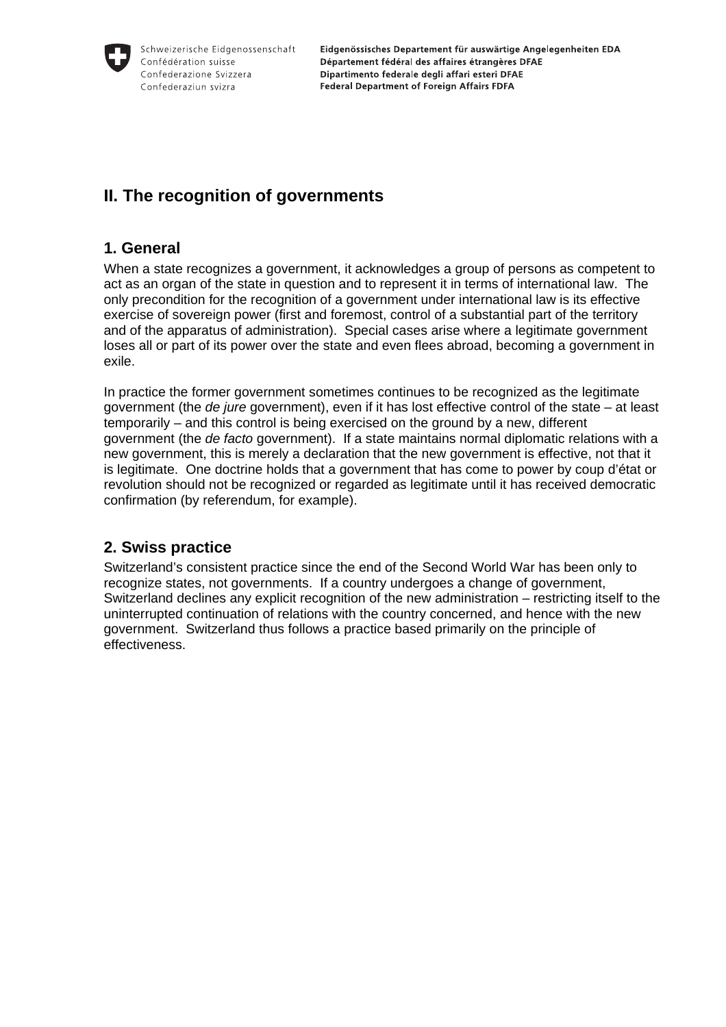## II. The recognition of governments

### 1. General

When a state recognizes a government, it acknowledges a group of persons as competent to act as an organ of the state in question and to represent it in terms of international law. The only precondition for the recognition of a government under international law is its effective exercise of sovereign power (first and foremost, control of a substantial part of the territory and of the apparatus of administration). Special cases arise where a legitimate government loses all or part of its power over the state and even flees abroad, becoming a government in exile.

In practice the former government sometimes continues to be recognized as the legitimate government (the *de jure* government), even if it has lost effective control of the state – at least temporarily – and this control is being exercised on the ground by a new, different government (the *de facto* government). If a state maintains normal diplomatic relations with a new government, this is merely a declaration that the new government is effective, not that it is legitimate. One doctrine holds that a government that has come to power by coup d'état or revolution should not be recognized or regarded as legitimate until it has received democratic confirmation (by referendum, for example).

### 2. Swiss practice

Switzerland's consistent practice since the end of the Second World War has been only to recognize states, not governments. If a country undergoes a change of government, Switzerland declines any explicit recognition of the new administration – restricting itself to the uninterrupted continuation of relations with the country concerned, and hence with the new government. Switzerland thus follows a practice based primarily on the principle of effectiveness.